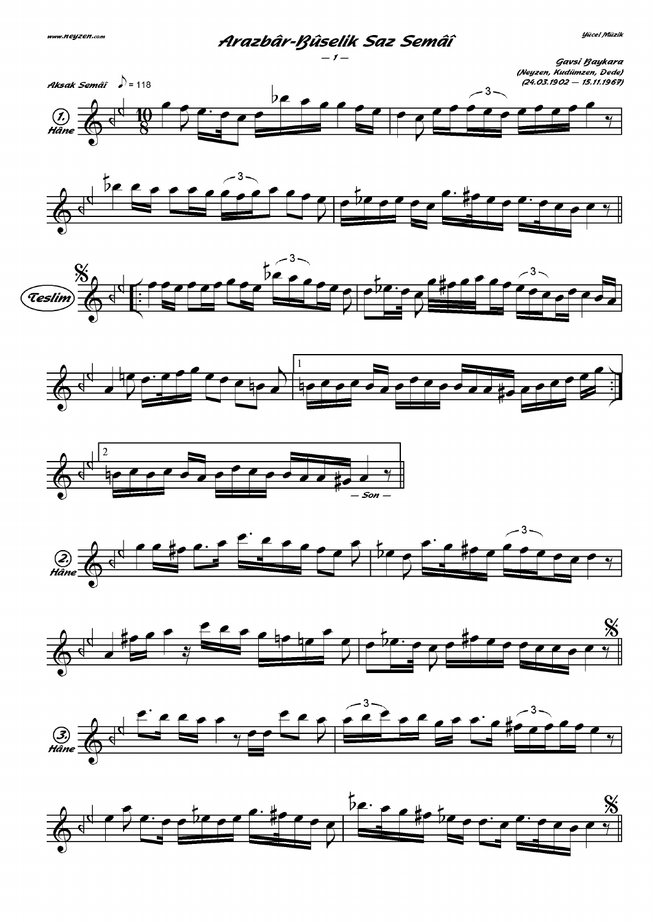# Arazbâr-Bûselik Saz Semâî

Gavsi Baykara
(Neyzen, Kudümzen, Dede)
(24.03.1902 — 15.11.1967)

Aksak Semâî ♪ = 118

1. Hâne

Teslim

— Son —

2. Hâne

3. Hâne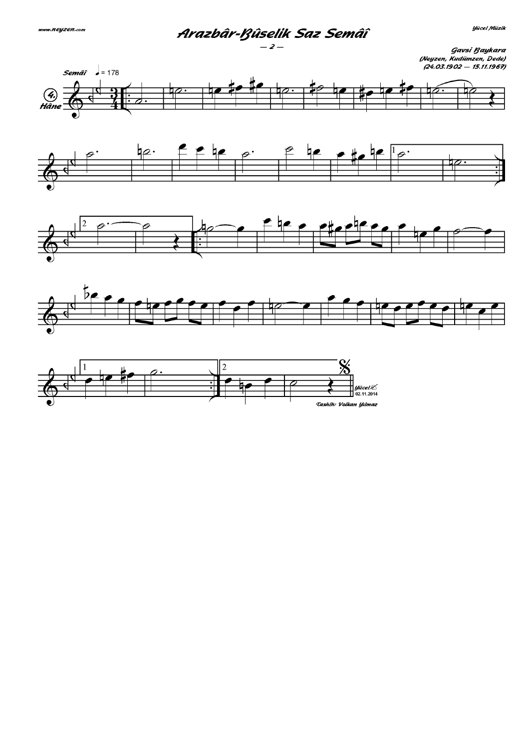# Arazbâr-Bûselik Saz Semâî

— 2 —

Gavsi Baykara
(Neyzen, Kudümzen, Dede)
(24.03.1902 — 15.11.1967)

Semâî ♩= 178

4. Hâne

Yücel✍ 02.11.2014

Tashih: Volkan Yılmaz